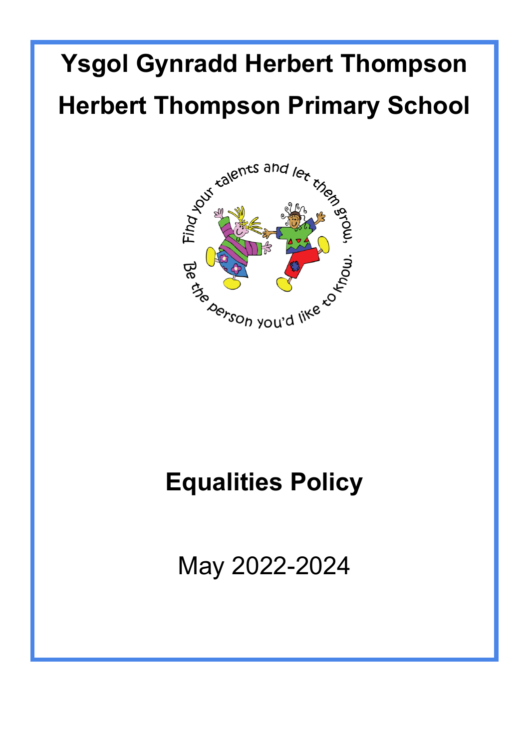# Ysgol Gynradd Herbert Thompson

# Herbert Thompson Primary School

Find your talents and let them grow, Be the person you'd like to know.

## Equalities Policy

May 2022-2024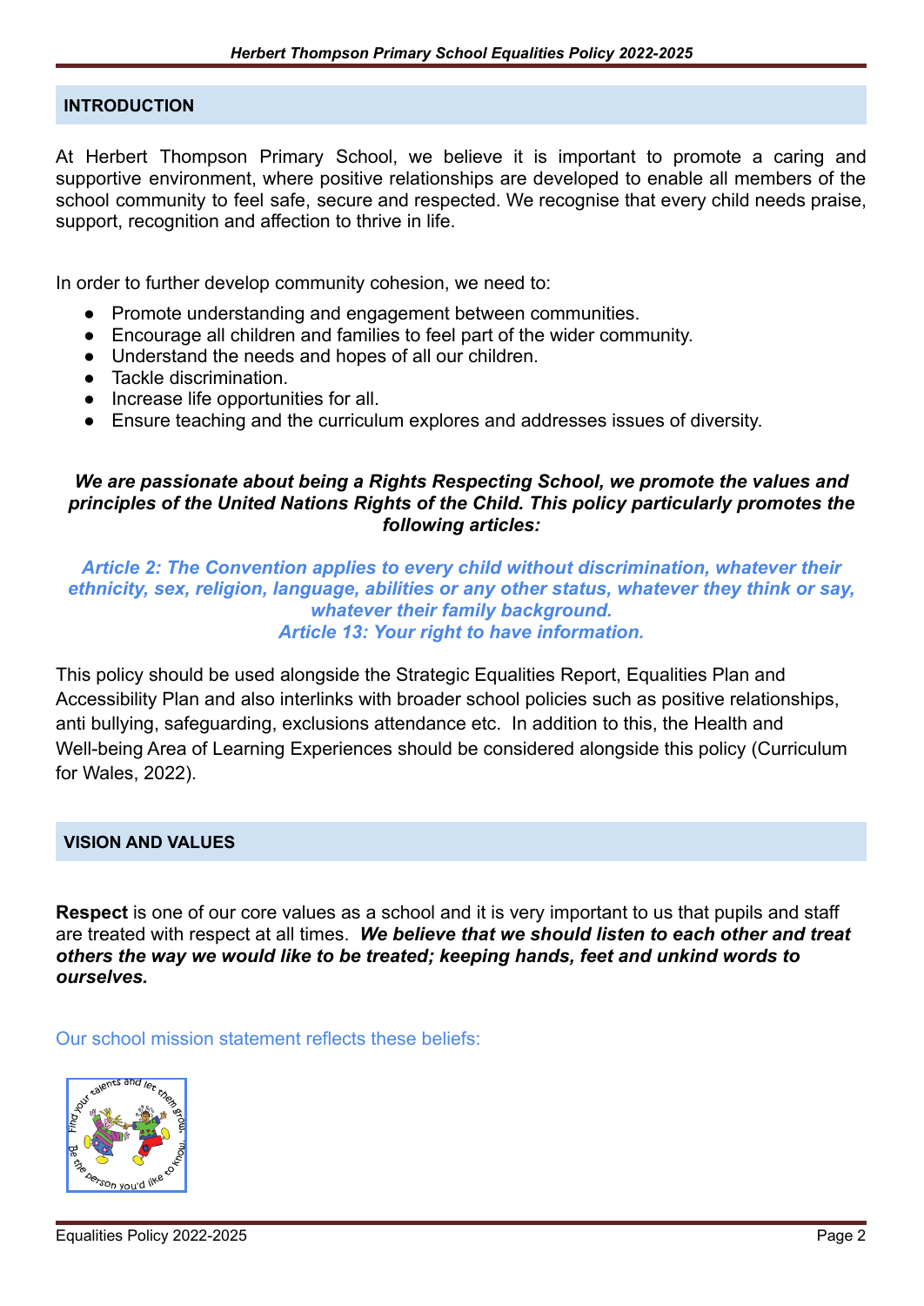## INTRODUCTION

At Herbert Thompson Primary School, we believe it is important to promote a caring and supportive environment, where positive relationships are developed to enable all members of the school community to feel safe, secure and respected. We recognise that every child needs praise, support, recognition and affection to thrive in life.

In order to further develop community cohesion, we need to:

- Promote understanding and engagement between communities.
- Encourage all children and families to feel part of the wider community.
- Understand the needs and hopes of all our children.
- Tackle discrimination.
- Increase life opportunities for all.
- Ensure teaching and the curriculum explores and addresses issues of diversity.

***We are passionate about being a Rights Respecting School, we promote the values and principles of the United Nations Rights of the Child. This policy particularly promotes the following articles:***

***Article 2: The Convention applies to every child without discrimination, whatever their ethnicity, sex, religion, language, abilities or any other status, whatever they think or say, whatever their family background.***
***Article 13: Your right to have information.***

This policy should be used alongside the Strategic Equalities Report, Equalities Plan and Accessibility Plan and also interlinks with broader school policies such as positive relationships, anti bullying, safeguarding, exclusions attendance etc. In addition to this, the Health and Well-being Area of Learning Experiences should be considered alongside this policy (Curriculum for Wales, 2022).

## VISION AND VALUES

**Respect** is one of our core values as a school and it is very important to us that pupils and staff are treated with respect at all times. ***We believe that we should listen to each other and treat others the way we would like to be treated; keeping hands, feet and unkind words to ourselves.***

Our school mission statement reflects these beliefs:

Find your talents and let them grow... Be the person you'd like to know...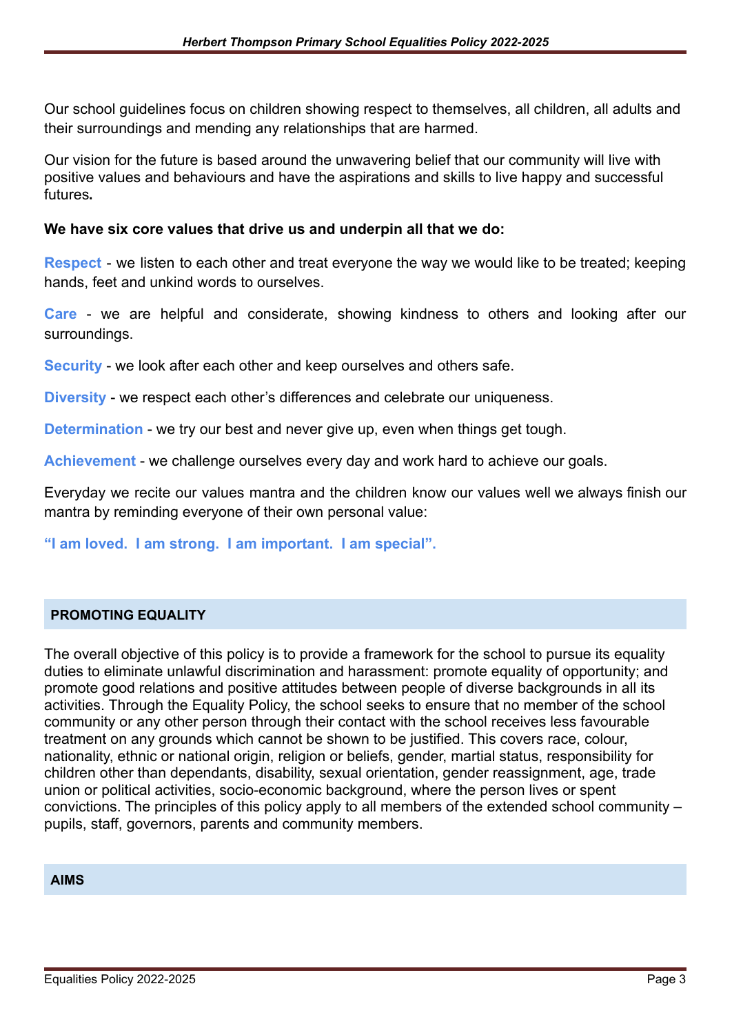Our school guidelines focus on children showing respect to themselves, all children, all adults and their surroundings and mending any relationships that are harmed.

Our vision for the future is based around the unwavering belief that our community will live with positive values and behaviours and have the aspirations and skills to live happy and successful futures**.**

**We have six core values that drive us and underpin all that we do:**

**Respect** - we listen to each other and treat everyone the way we would like to be treated; keeping hands, feet and unkind words to ourselves.

**Care** - we are helpful and considerate, showing kindness to others and looking after our surroundings.

**Security** - we look after each other and keep ourselves and others safe.

**Diversity** - we respect each other's differences and celebrate our uniqueness.

**Determination** - we try our best and never give up, even when things get tough.

**Achievement** - we challenge ourselves every day and work hard to achieve our goals.

Everyday we recite our values mantra and the children know our values well we always finish our mantra by reminding everyone of their own personal value:

**"I am loved. I am strong. I am important. I am special".**

## PROMOTING EQUALITY

The overall objective of this policy is to provide a framework for the school to pursue its equality duties to eliminate unlawful discrimination and harassment: promote equality of opportunity; and promote good relations and positive attitudes between people of diverse backgrounds in all its activities. Through the Equality Policy, the school seeks to ensure that no member of the school community or any other person through their contact with the school receives less favourable treatment on any grounds which cannot be shown to be justified. This covers race, colour, nationality, ethnic or national origin, religion or beliefs, gender, martial status, responsibility for children other than dependants, disability, sexual orientation, gender reassignment, age, trade union or political activities, socio-economic background, where the person lives or spent convictions. The principles of this policy apply to all members of the extended school community – pupils, staff, governors, parents and community members.

## AIMS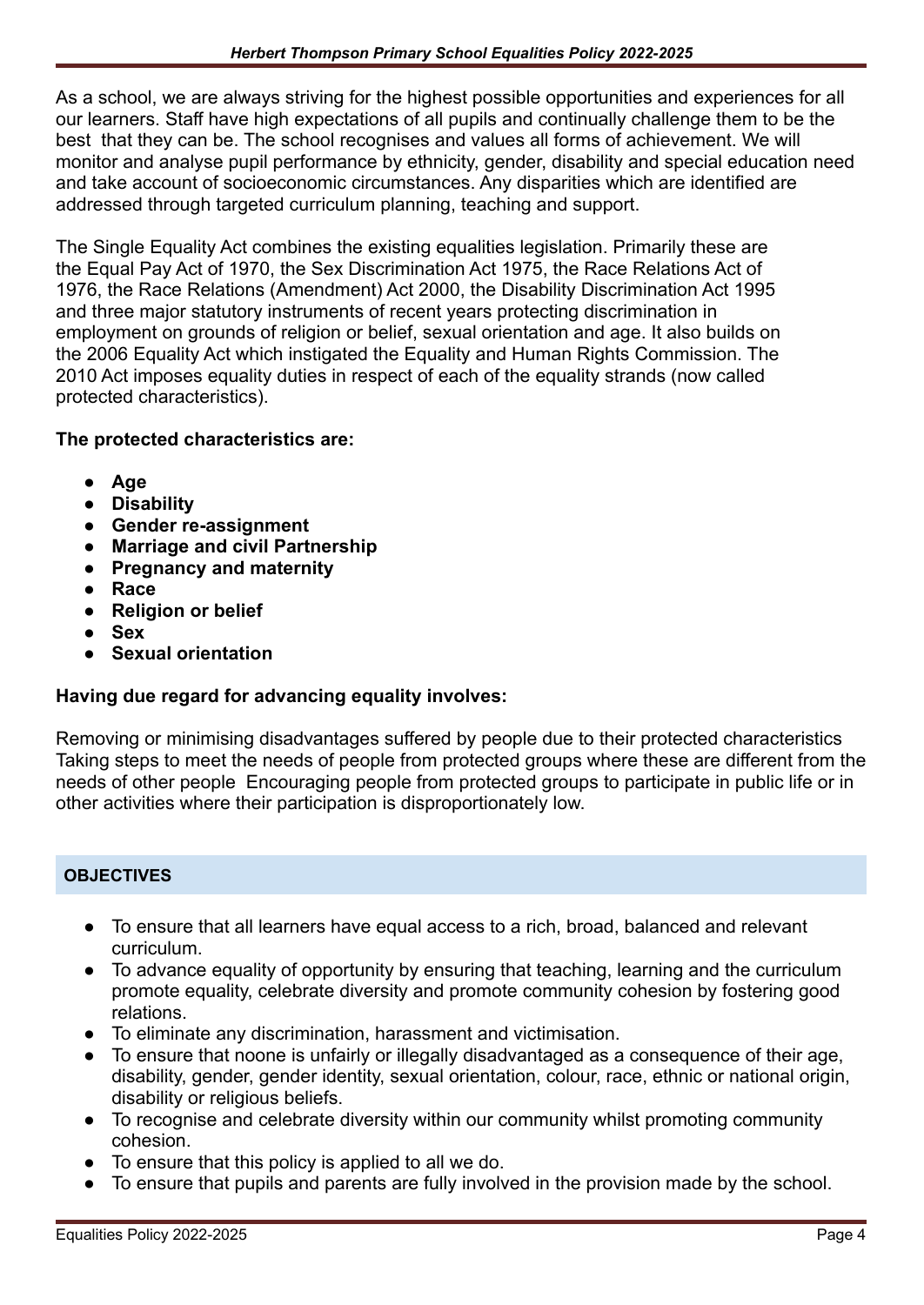As a school, we are always striving for the highest possible opportunities and experiences for all our learners. Staff have high expectations of all pupils and continually challenge them to be the best that they can be. The school recognises and values all forms of achievement. We will monitor and analyse pupil performance by ethnicity, gender, disability and special education need and take account of socioeconomic circumstances. Any disparities which are identified are addressed through targeted curriculum planning, teaching and support.

The Single Equality Act combines the existing equalities legislation. Primarily these are the Equal Pay Act of 1970, the Sex Discrimination Act 1975, the Race Relations Act of 1976, the Race Relations (Amendment) Act 2000, the Disability Discrimination Act 1995 and three major statutory instruments of recent years protecting discrimination in employment on grounds of religion or belief, sexual orientation and age. It also builds on the 2006 Equality Act which instigated the Equality and Human Rights Commission. The 2010 Act imposes equality duties in respect of each of the equality strands (now called protected characteristics).

**The protected characteristics are:**

- **Age**
- **Disability**
- **Gender re-assignment**
- **Marriage and civil Partnership**
- **Pregnancy and maternity**
- **Race**
- **Religion or belief**
- **Sex**
- **Sexual orientation**

**Having due regard for advancing equality involves:**

Removing or minimising disadvantages suffered by people due to their protected characteristics Taking steps to meet the needs of people from protected groups where these are different from the needs of other people Encouraging people from protected groups to participate in public life or in other activities where their participation is disproportionately low.

## OBJECTIVES

- To ensure that all learners have equal access to a rich, broad, balanced and relevant curriculum.
- To advance equality of opportunity by ensuring that teaching, learning and the curriculum promote equality, celebrate diversity and promote community cohesion by fostering good relations.
- To eliminate any discrimination, harassment and victimisation.
- To ensure that noone is unfairly or illegally disadvantaged as a consequence of their age, disability, gender, gender identity, sexual orientation, colour, race, ethnic or national origin, disability or religious beliefs.
- To recognise and celebrate diversity within our community whilst promoting community cohesion.
- To ensure that this policy is applied to all we do.
- To ensure that pupils and parents are fully involved in the provision made by the school.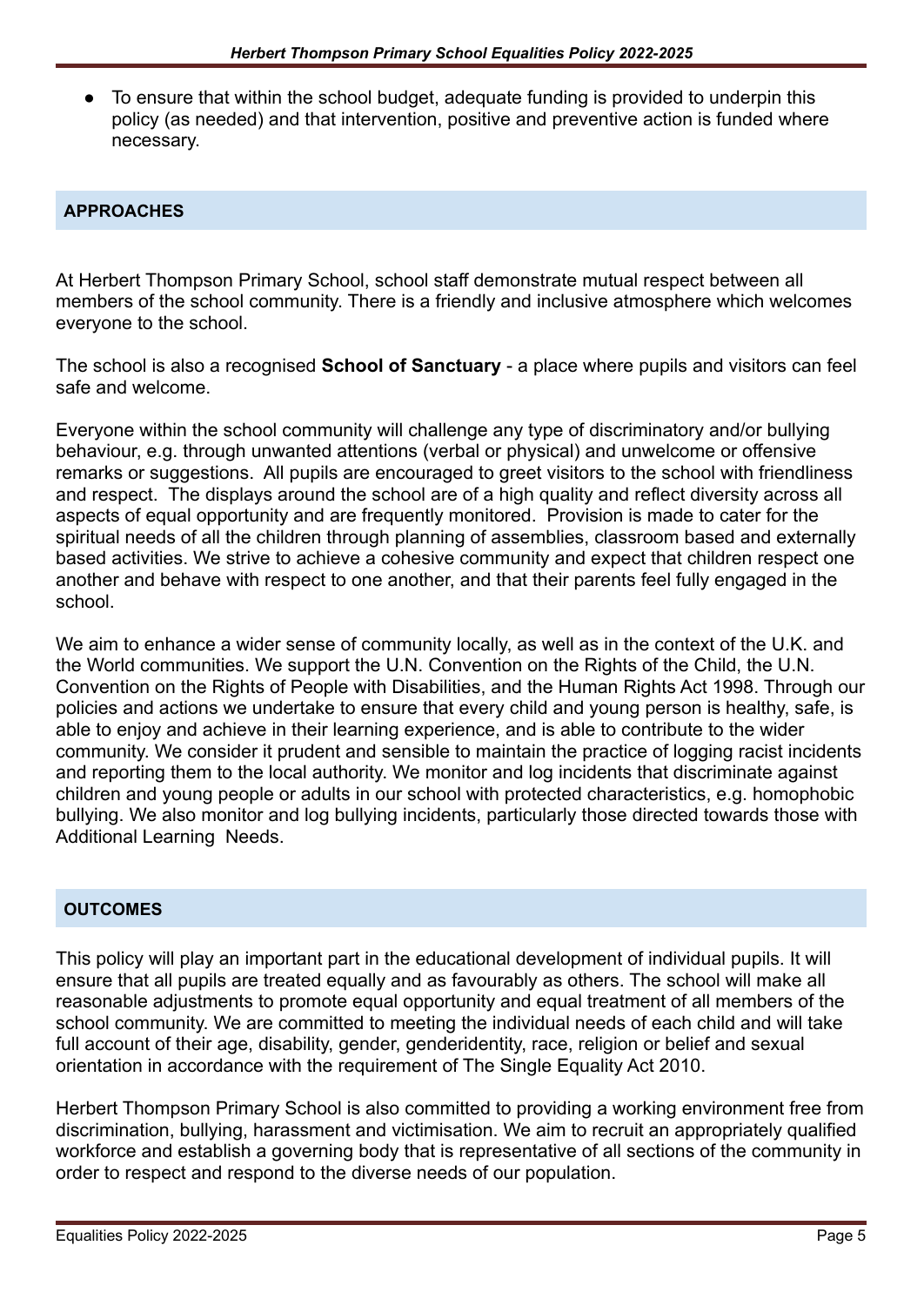- To ensure that within the school budget, adequate funding is provided to underpin this policy (as needed) and that intervention, positive and preventive action is funded where necessary.

## APPROACHES

At Herbert Thompson Primary School, school staff demonstrate mutual respect between all members of the school community. There is a friendly and inclusive atmosphere which welcomes everyone to the school.

The school is also a recognised **School of Sanctuary** - a place where pupils and visitors can feel safe and welcome.

Everyone within the school community will challenge any type of discriminatory and/or bullying behaviour, e.g. through unwanted attentions (verbal or physical) and unwelcome or offensive remarks or suggestions. All pupils are encouraged to greet visitors to the school with friendliness and respect. The displays around the school are of a high quality and reflect diversity across all aspects of equal opportunity and are frequently monitored. Provision is made to cater for the spiritual needs of all the children through planning of assemblies, classroom based and externally based activities. We strive to achieve a cohesive community and expect that children respect one another and behave with respect to one another, and that their parents feel fully engaged in the school.

We aim to enhance a wider sense of community locally, as well as in the context of the U.K. and the World communities. We support the U.N. Convention on the Rights of the Child, the U.N. Convention on the Rights of People with Disabilities, and the Human Rights Act 1998. Through our policies and actions we undertake to ensure that every child and young person is healthy, safe, is able to enjoy and achieve in their learning experience, and is able to contribute to the wider community. We consider it prudent and sensible to maintain the practice of logging racist incidents and reporting them to the local authority. We monitor and log incidents that discriminate against children and young people or adults in our school with protected characteristics, e.g. homophobic bullying. We also monitor and log bullying incidents, particularly those directed towards those with Additional Learning Needs.

## OUTCOMES

This policy will play an important part in the educational development of individual pupils. It will ensure that all pupils are treated equally and as favourably as others. The school will make all reasonable adjustments to promote equal opportunity and equal treatment of all members of the school community. We are committed to meeting the individual needs of each child and will take full account of their age, disability, gender, genderidentity, race, religion or belief and sexual orientation in accordance with the requirement of The Single Equality Act 2010.

Herbert Thompson Primary School is also committed to providing a working environment free from discrimination, bullying, harassment and victimisation. We aim to recruit an appropriately qualified workforce and establish a governing body that is representative of all sections of the community in order to respect and respond to the diverse needs of our population.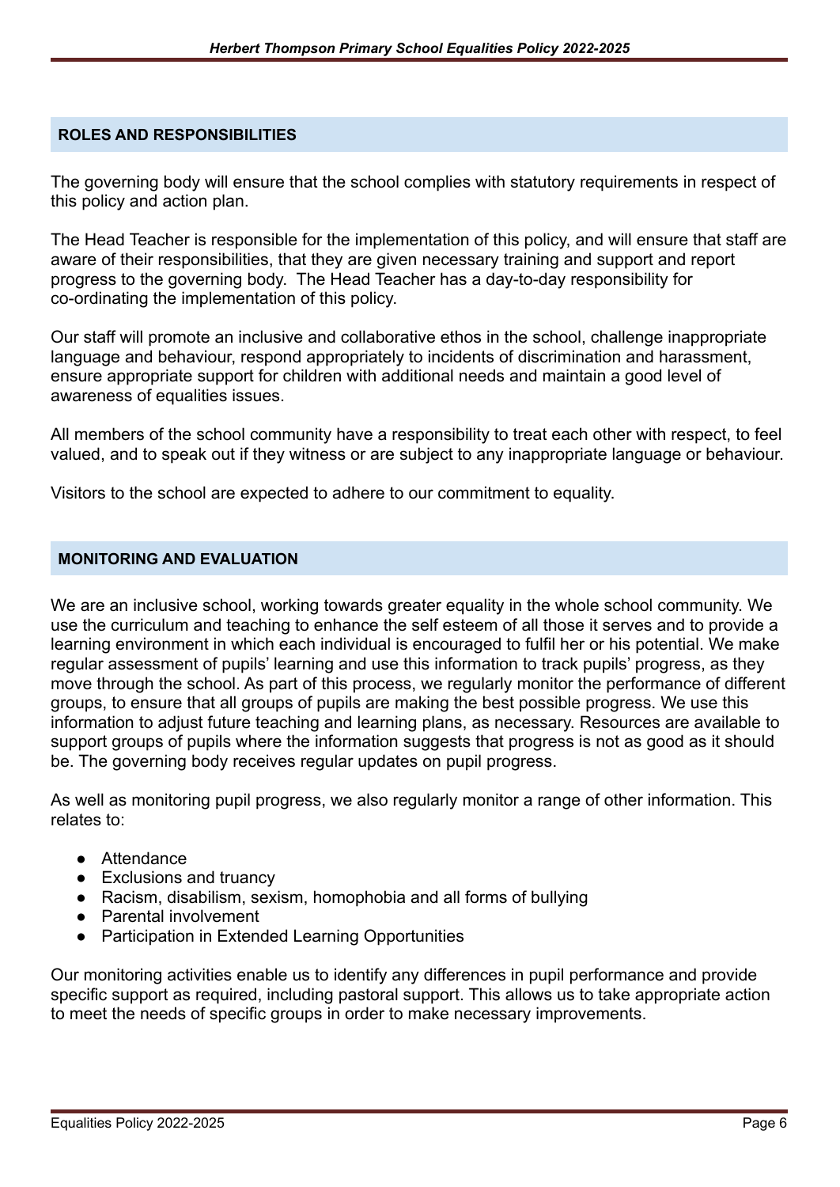## ROLES AND RESPONSIBILITIES

The governing body will ensure that the school complies with statutory requirements in respect of this policy and action plan.

The Head Teacher is responsible for the implementation of this policy, and will ensure that staff are aware of their responsibilities, that they are given necessary training and support and report progress to the governing body. The Head Teacher has a day-to-day responsibility for co-ordinating the implementation of this policy.

Our staff will promote an inclusive and collaborative ethos in the school, challenge inappropriate language and behaviour, respond appropriately to incidents of discrimination and harassment, ensure appropriate support for children with additional needs and maintain a good level of awareness of equalities issues.

All members of the school community have a responsibility to treat each other with respect, to feel valued, and to speak out if they witness or are subject to any inappropriate language or behaviour.

Visitors to the school are expected to adhere to our commitment to equality.

## MONITORING AND EVALUATION

We are an inclusive school, working towards greater equality in the whole school community. We use the curriculum and teaching to enhance the self esteem of all those it serves and to provide a learning environment in which each individual is encouraged to fulfil her or his potential. We make regular assessment of pupils' learning and use this information to track pupils' progress, as they move through the school. As part of this process, we regularly monitor the performance of different groups, to ensure that all groups of pupils are making the best possible progress. We use this information to adjust future teaching and learning plans, as necessary. Resources are available to support groups of pupils where the information suggests that progress is not as good as it should be. The governing body receives regular updates on pupil progress.

As well as monitoring pupil progress, we also regularly monitor a range of other information. This relates to:

- Attendance
- Exclusions and truancy
- Racism, disabilism, sexism, homophobia and all forms of bullying
- Parental involvement
- Participation in Extended Learning Opportunities

Our monitoring activities enable us to identify any differences in pupil performance and provide specific support as required, including pastoral support. This allows us to take appropriate action to meet the needs of specific groups in order to make necessary improvements.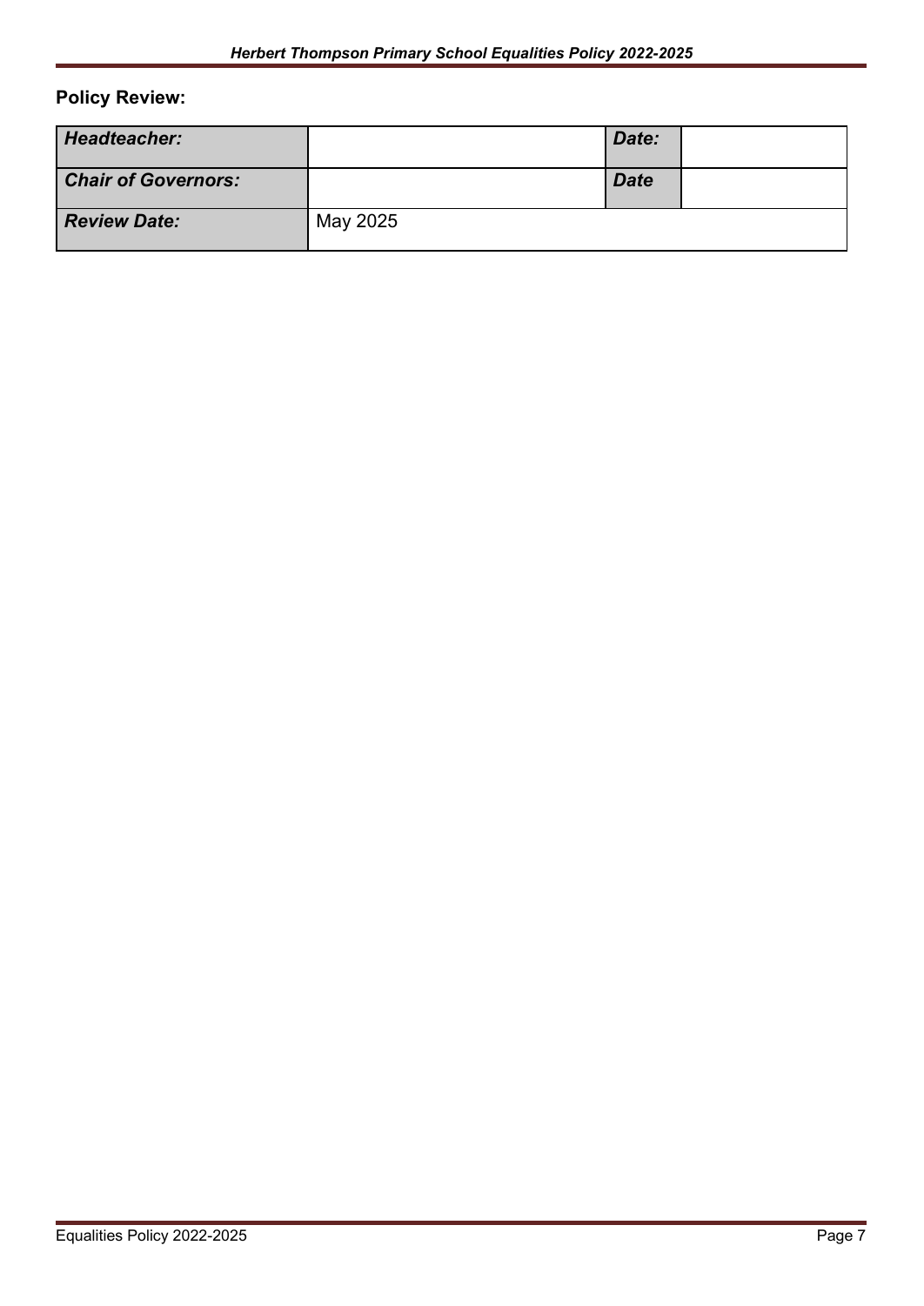**Policy Review:**

| | | | |
|---|---|---|---|
| ***Headteacher:*** | | ***Date:*** | |
| ***Chair of Governors:*** | | ***Date*** | |
| ***Review Date:*** | May 2025 | | |